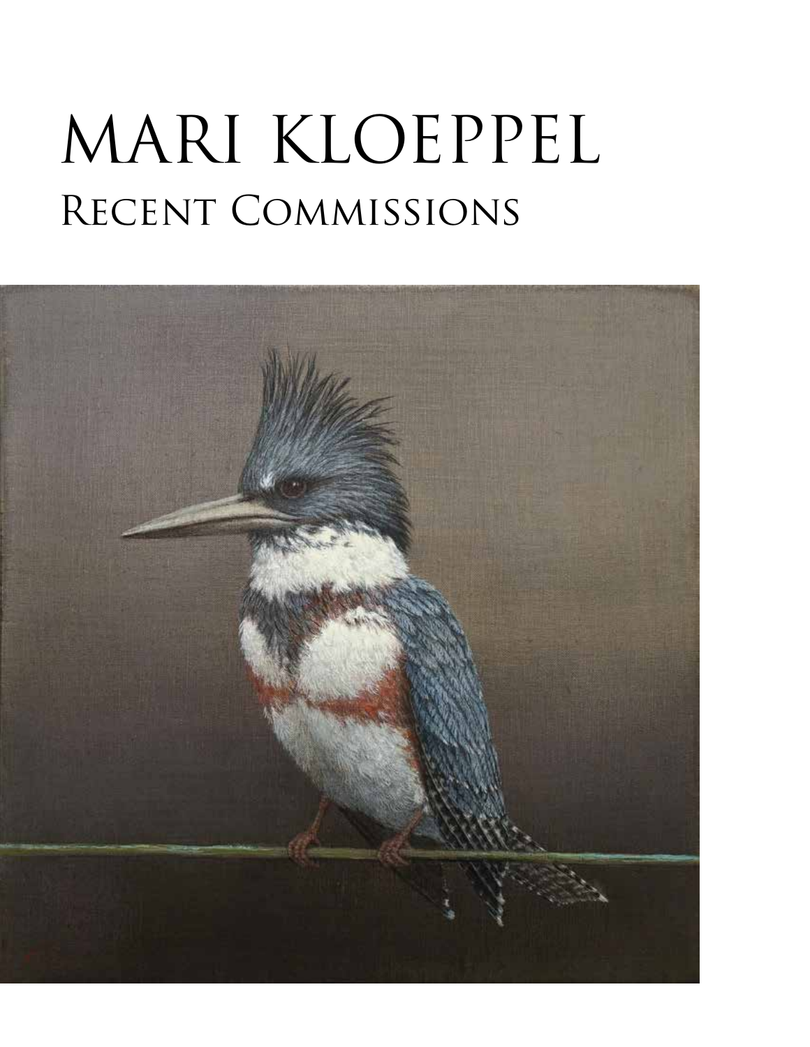# MARI KLOEPPEL

## Recent Commissions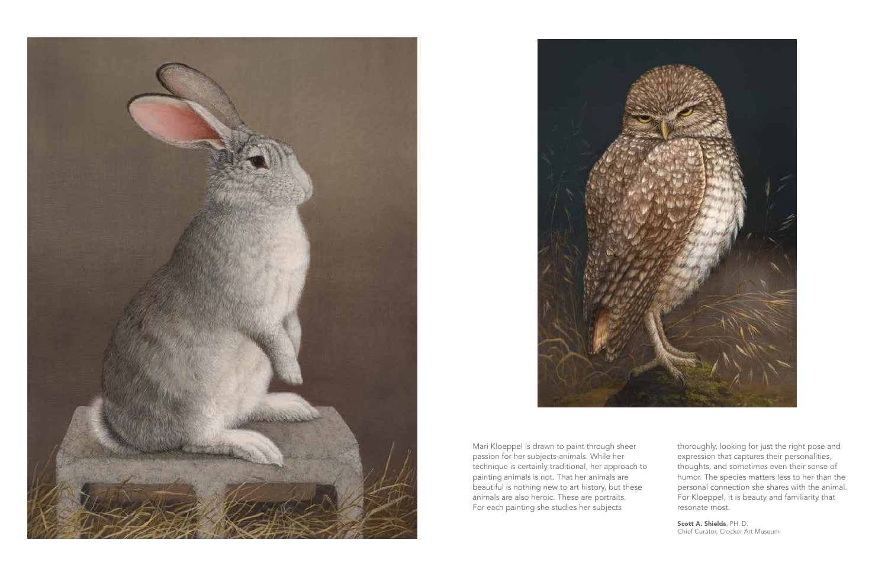Mari Kloeppel is drawn to paint through sheer passion for her subjects-animals. While her technique is certainly traditional, her approach to painting animals is not. That her animals are beautiful is nothing new to art history, but these animals are also heroic. These are portraits. For each painting she studies her subjects thoroughly, looking for just the right pose and expression that captures their personalities, thoughts, and sometimes even their sense of humor. The species matters less to her than the personal connection she shares with the animal. For Kloeppel, it is beauty and familiarity that resonate most.

**Scott A. Shields**, PH. D.
Chief Curator, Crocker Art Museum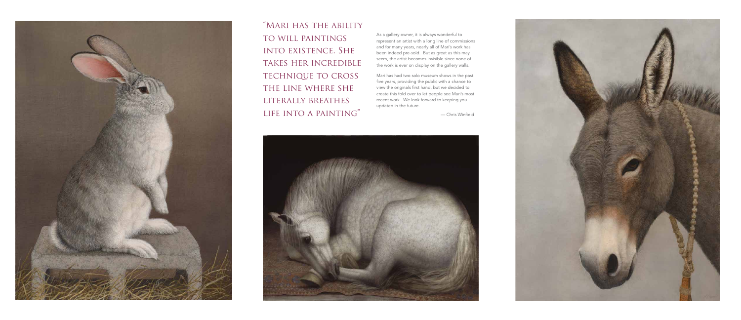"Mari has the ability to will paintings into existence. She takes her incredible technique to cross the line where she literally breathes life into a painting"

As a gallery owner, it is always wonderful to represent an artist with a long line of commissions and for many years, nearly all of Mari's work has been indeed pre-sold. But as great as this may seem, the artist becomes invisible since none of the work is ever on display on the gallery walls.

Mari has had two solo museum shows in the past five years, providing the public with a chance to view the originals first hand, but we decided to create this fold over to let people see Mari's most recent work. We look forward to keeping you updated in the future.

— Chris Winfield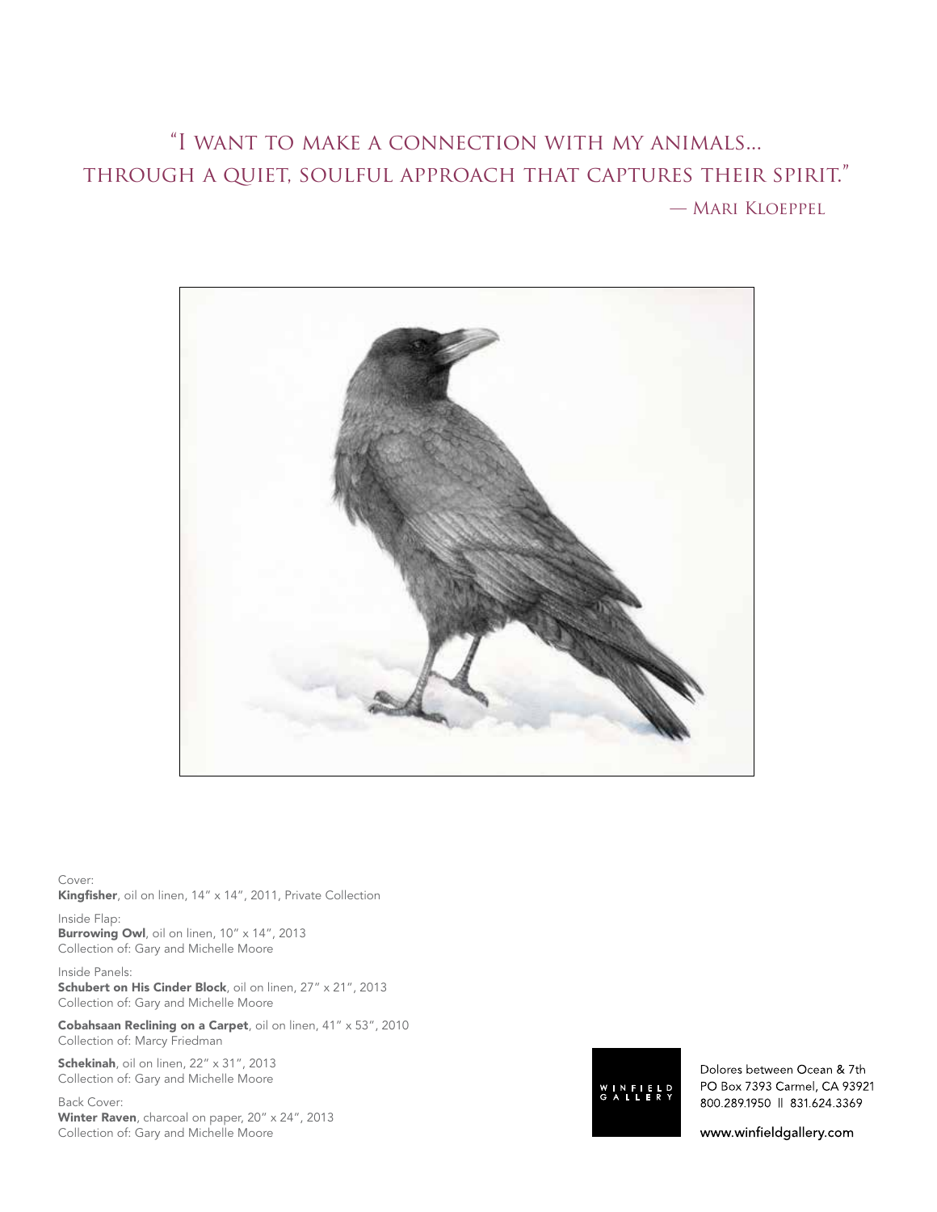"I want to make a connection with my animals... through a quiet, soulful approach that captures their spirit."

— Mari Kloeppel

Cover:
**Kingfisher**, oil on linen, 14" x 14", 2011, Private Collection

Inside Flap:
**Burrowing Owl**, oil on linen, 10" x 14", 2013
Collection of: Gary and Michelle Moore

Inside Panels:
**Schubert on His Cinder Block**, oil on linen, 27" x 21", 2013
Collection of: Gary and Michelle Moore

**Cobahsaan Reclining on a Carpet**, oil on linen, 41" x 53", 2010
Collection of: Marcy Friedman

**Schekinah**, oil on linen, 22" x 31", 2013
Collection of: Gary and Michelle Moore

Back Cover:
**Winter Raven**, charcoal on paper, 20" x 24", 2013
Collection of: Gary and Michelle Moore

WINFIELD GALLERY

Dolores between Ocean & 7th
PO Box 7393 Carmel, CA 93921
800.289.1950 || 831.624.3369

www.winfieldgallery.com